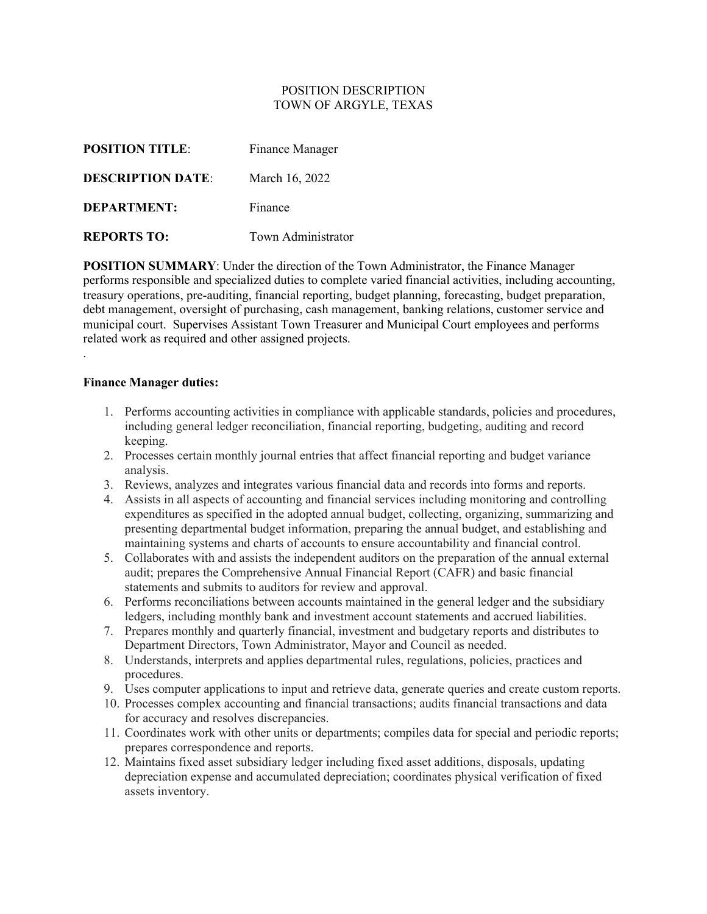POSITION DESCRIPTION
TOWN OF ARGYLE, TEXAS

**POSITION TITLE**: Finance Manager

**DESCRIPTION DATE**: March 16, 2022

**DEPARTMENT:** Finance

**REPORTS TO:** Town Administrator

**POSITION SUMMARY**: Under the direction of the Town Administrator, the Finance Manager performs responsible and specialized duties to complete varied financial activities, including accounting, treasury operations, pre-auditing, financial reporting, budget planning, forecasting, budget preparation, debt management, oversight of purchasing, cash management, banking relations, customer service and municipal court. Supervises Assistant Town Treasurer and Municipal Court employees and performs related work as required and other assigned projects.

.

**Finance Manager duties:**

1. Performs accounting activities in compliance with applicable standards, policies and procedures, including general ledger reconciliation, financial reporting, budgeting, auditing and record keeping.
2. Processes certain monthly journal entries that affect financial reporting and budget variance analysis.
3. Reviews, analyzes and integrates various financial data and records into forms and reports.
4. Assists in all aspects of accounting and financial services including monitoring and controlling expenditures as specified in the adopted annual budget, collecting, organizing, summarizing and presenting departmental budget information, preparing the annual budget, and establishing and maintaining systems and charts of accounts to ensure accountability and financial control.
5. Collaborates with and assists the independent auditors on the preparation of the annual external audit; prepares the Comprehensive Annual Financial Report (CAFR) and basic financial statements and submits to auditors for review and approval.
6. Performs reconciliations between accounts maintained in the general ledger and the subsidiary ledgers, including monthly bank and investment account statements and accrued liabilities.
7. Prepares monthly and quarterly financial, investment and budgetary reports and distributes to Department Directors, Town Administrator, Mayor and Council as needed.
8. Understands, interprets and applies departmental rules, regulations, policies, practices and procedures.
9. Uses computer applications to input and retrieve data, generate queries and create custom reports.
10. Processes complex accounting and financial transactions; audits financial transactions and data for accuracy and resolves discrepancies.
11. Coordinates work with other units or departments; compiles data for special and periodic reports; prepares correspondence and reports.
12. Maintains fixed asset subsidiary ledger including fixed asset additions, disposals, updating depreciation expense and accumulated depreciation; coordinates physical verification of fixed assets inventory.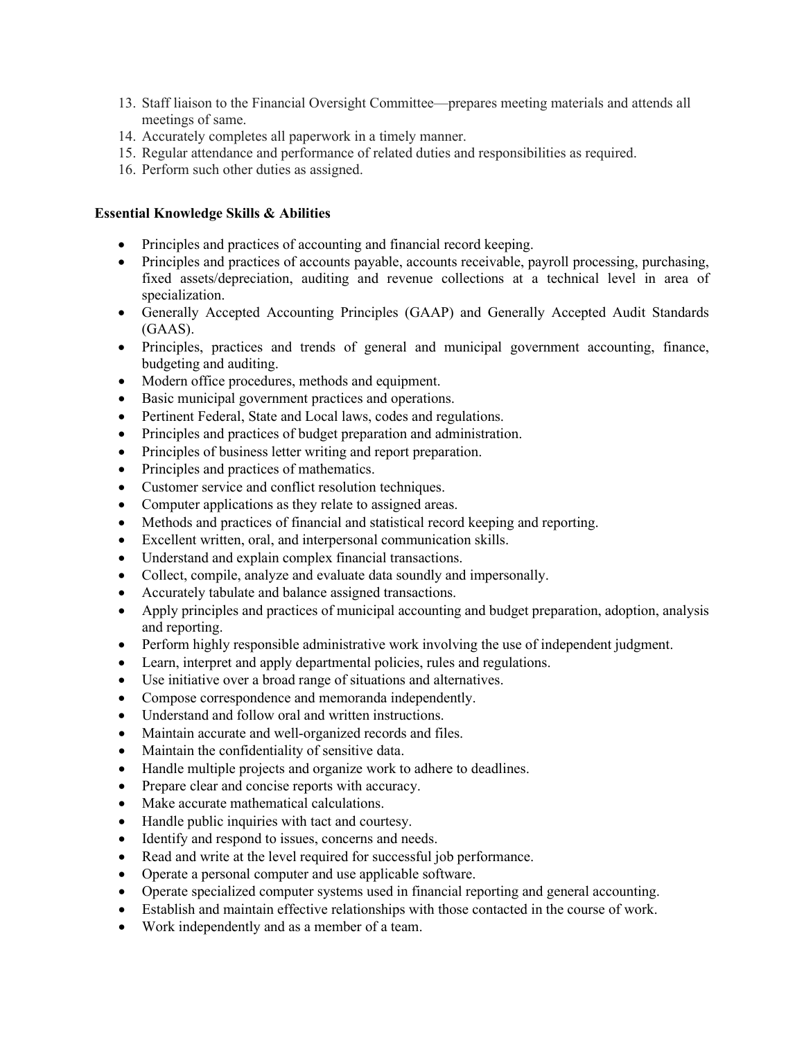13. Staff liaison to the Financial Oversight Committee—prepares meeting materials and attends all meetings of same.
14. Accurately completes all paperwork in a timely manner.
15. Regular attendance and performance of related duties and responsibilities as required.
16. Perform such other duties as assigned.

**Essential Knowledge Skills & Abilities**

- Principles and practices of accounting and financial record keeping.
- Principles and practices of accounts payable, accounts receivable, payroll processing, purchasing, fixed assets/depreciation, auditing and revenue collections at a technical level in area of specialization.
- Generally Accepted Accounting Principles (GAAP) and Generally Accepted Audit Standards (GAAS).
- Principles, practices and trends of general and municipal government accounting, finance, budgeting and auditing.
- Modern office procedures, methods and equipment.
- Basic municipal government practices and operations.
- Pertinent Federal, State and Local laws, codes and regulations.
- Principles and practices of budget preparation and administration.
- Principles of business letter writing and report preparation.
- Principles and practices of mathematics.
- Customer service and conflict resolution techniques.
- Computer applications as they relate to assigned areas.
- Methods and practices of financial and statistical record keeping and reporting.
- Excellent written, oral, and interpersonal communication skills.
- Understand and explain complex financial transactions.
- Collect, compile, analyze and evaluate data soundly and impersonally.
- Accurately tabulate and balance assigned transactions.
- Apply principles and practices of municipal accounting and budget preparation, adoption, analysis and reporting.
- Perform highly responsible administrative work involving the use of independent judgment.
- Learn, interpret and apply departmental policies, rules and regulations.
- Use initiative over a broad range of situations and alternatives.
- Compose correspondence and memoranda independently.
- Understand and follow oral and written instructions.
- Maintain accurate and well-organized records and files.
- Maintain the confidentiality of sensitive data.
- Handle multiple projects and organize work to adhere to deadlines.
- Prepare clear and concise reports with accuracy.
- Make accurate mathematical calculations.
- Handle public inquiries with tact and courtesy.
- Identify and respond to issues, concerns and needs.
- Read and write at the level required for successful job performance.
- Operate a personal computer and use applicable software.
- Operate specialized computer systems used in financial reporting and general accounting.
- Establish and maintain effective relationships with those contacted in the course of work.
- Work independently and as a member of a team.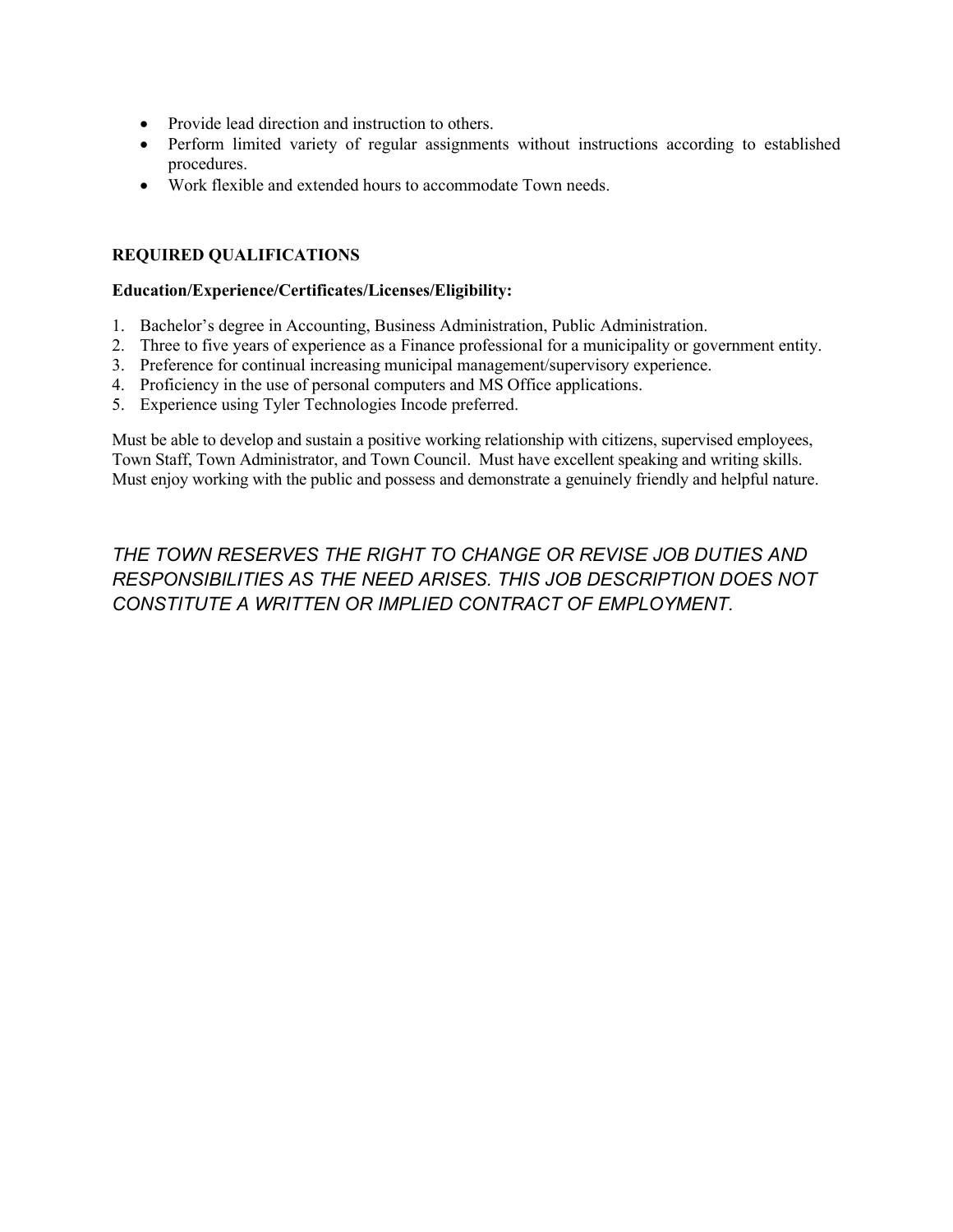- Provide lead direction and instruction to others.
- Perform limited variety of regular assignments without instructions according to established procedures.
- Work flexible and extended hours to accommodate Town needs.

## REQUIRED QUALIFICATIONS

**Education/Experience/Certificates/Licenses/Eligibility:**

1. Bachelor's degree in Accounting, Business Administration, Public Administration.
2. Three to five years of experience as a Finance professional for a municipality or government entity.
3. Preference for continual increasing municipal management/supervisory experience.
4. Proficiency in the use of personal computers and MS Office applications.
5. Experience using Tyler Technologies Incode preferred.

Must be able to develop and sustain a positive working relationship with citizens, supervised employees, Town Staff, Town Administrator, and Town Council. Must have excellent speaking and writing skills. Must enjoy working with the public and possess and demonstrate a genuinely friendly and helpful nature.

*THE TOWN RESERVES THE RIGHT TO CHANGE OR REVISE JOB DUTIES AND RESPONSIBILITIES AS THE NEED ARISES. THIS JOB DESCRIPTION DOES NOT CONSTITUTE A WRITTEN OR IMPLIED CONTRACT OF EMPLOYMENT.*